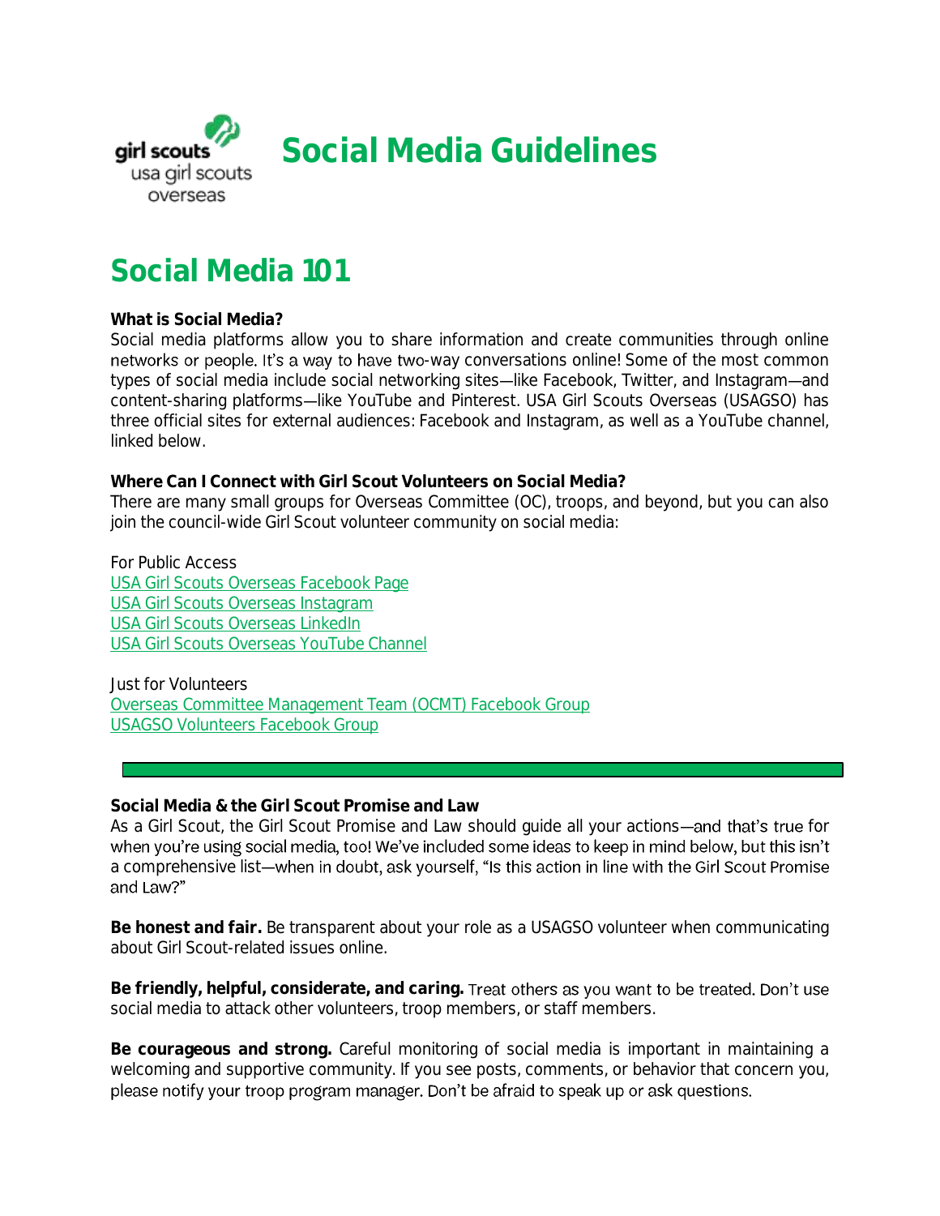# Social Media Guidelines

## Social Media 101

**What is Social Media?**
Social media platforms allow you to share information and create communities through online networks or people. It's a way to have two-way conversations online! Some of the most common types of social media include social networking sites—like Facebook, Twitter, and Instagram—and content-sharing platforms—like YouTube and Pinterest. USA Girl Scouts Overseas (USAGSO) has three official sites for external audiences: Facebook and Instagram, as well as a YouTube channel, linked below.

**Where Can I Connect with Girl Scout Volunteers on Social Media?**
There are many small groups for Overseas Committee (OC), troops, and beyond, but you can also join the council-wide Girl Scout volunteer community on social media:

For Public Access
USA Girl Scouts Overseas Facebook Page
USA Girl Scouts Overseas Instagram
USA Girl Scouts Overseas LinkedIn
USA Girl Scouts Overseas YouTube Channel

Just for Volunteers
Overseas Committee Management Team (OCMT) Facebook Group
USAGSO Volunteers Facebook Group

---

**Social Media & the Girl Scout Promise and Law**
As a Girl Scout, the Girl Scout Promise and Law should guide all your actions—and that's true for when you're using social media, too! We've included some ideas to keep in mind below, but this isn't a comprehensive list—when in doubt, ask yourself, "Is this action in line with the Girl Scout Promise and Law?"

**Be honest and fair.** Be transparent about your role as a USAGSO volunteer when communicating about Girl Scout-related issues online.

**Be friendly, helpful, considerate, and caring.** Treat others as you want to be treated. Don't use social media to attack other volunteers, troop members, or staff members.

**Be courageous and strong.** Careful monitoring of social media is important in maintaining a welcoming and supportive community. If you see posts, comments, or behavior that concern you, please notify your troop program manager. Don't be afraid to speak up or ask questions.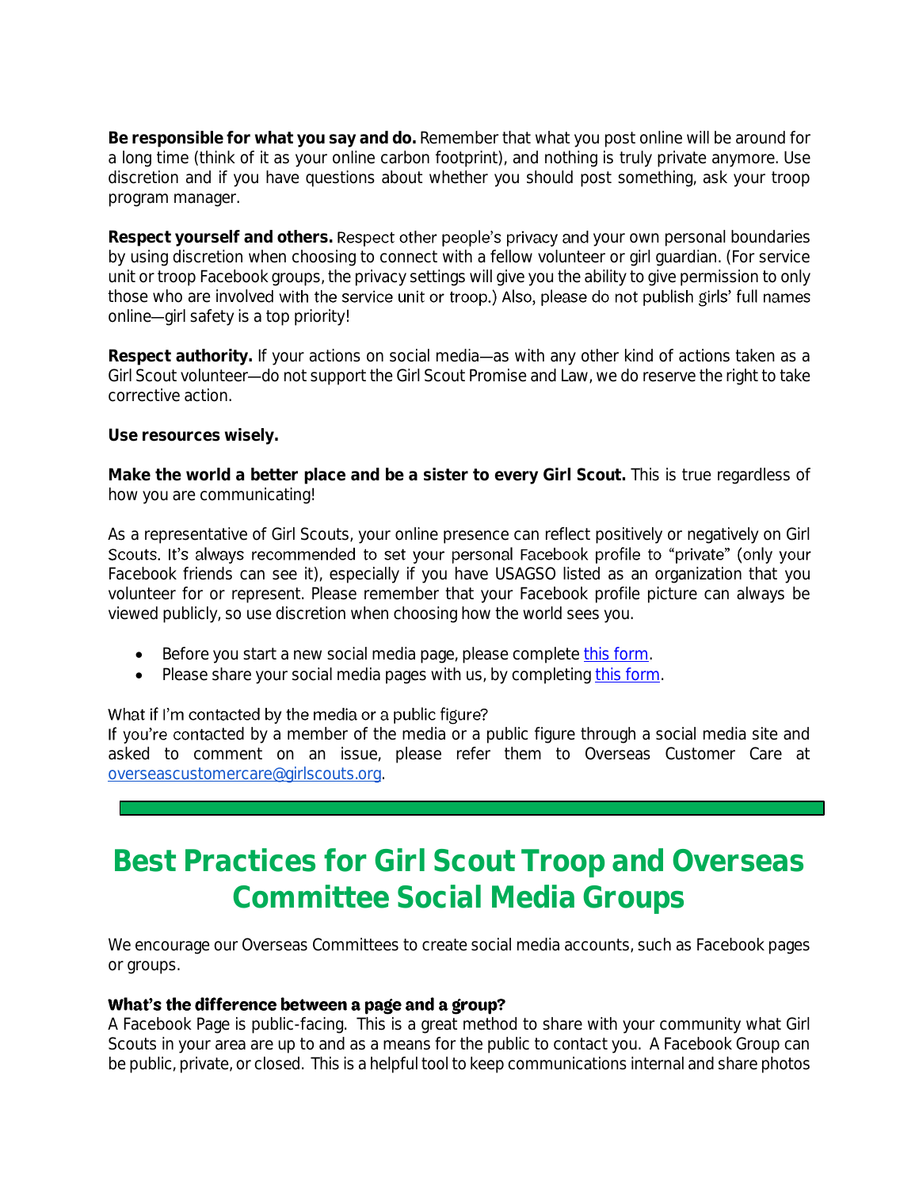**Be responsible for what you say and do.** Remember that what you post online will be around for a long time (think of it as your online carbon footprint), and nothing is truly private anymore. Use discretion and if you have questions about whether you should post something, ask your troop program manager.

**Respect yourself and others.** Respect other people's privacy and your own personal boundaries by using discretion when choosing to connect with a fellow volunteer or girl guardian. (For service unit or troop Facebook groups, the privacy settings will give you the ability to give permission to only those who are involved with the service unit or troop.) Also, please do not publish girls' full names online—girl safety is a top priority!

**Respect authority.** If your actions on social media—as with any other kind of actions taken as a Girl Scout volunteer—do not support the Girl Scout Promise and Law, we do reserve the right to take corrective action.

**Use resources wisely.**

**Make the world a better place and be a sister to every Girl Scout.** This is true regardless of how you are communicating!

As a representative of Girl Scouts, your online presence can reflect positively or negatively on Girl Scouts. It's always recommended to set your personal Facebook profile to "private" (only your Facebook friends can see it), especially if you have USAGSO listed as an organization that you volunteer for or represent. Please remember that your Facebook profile picture can always be viewed publicly, so use discretion when choosing how the world sees you.

- Before you start a new social media page, please complete this form.
- Please share your social media pages with us, by completing this form.

What if I'm contacted by the media or a public figure?
If you're contacted by a member of the media or a public figure through a social media site and asked to comment on an issue, please refer them to Overseas Customer Care at overseascustomercare@girlscouts.org.

# Best Practices for Girl Scout Troop and Overseas Committee Social Media Groups

We encourage our Overseas Committees to create social media accounts, such as Facebook pages or groups.

**What's the difference between a page and a group?**
A Facebook Page is public-facing. This is a great method to share with your community what Girl Scouts in your area are up to and as a means for the public to contact you. A Facebook Group can be public, private, or closed. This is a helpful tool to keep communications internal and share photos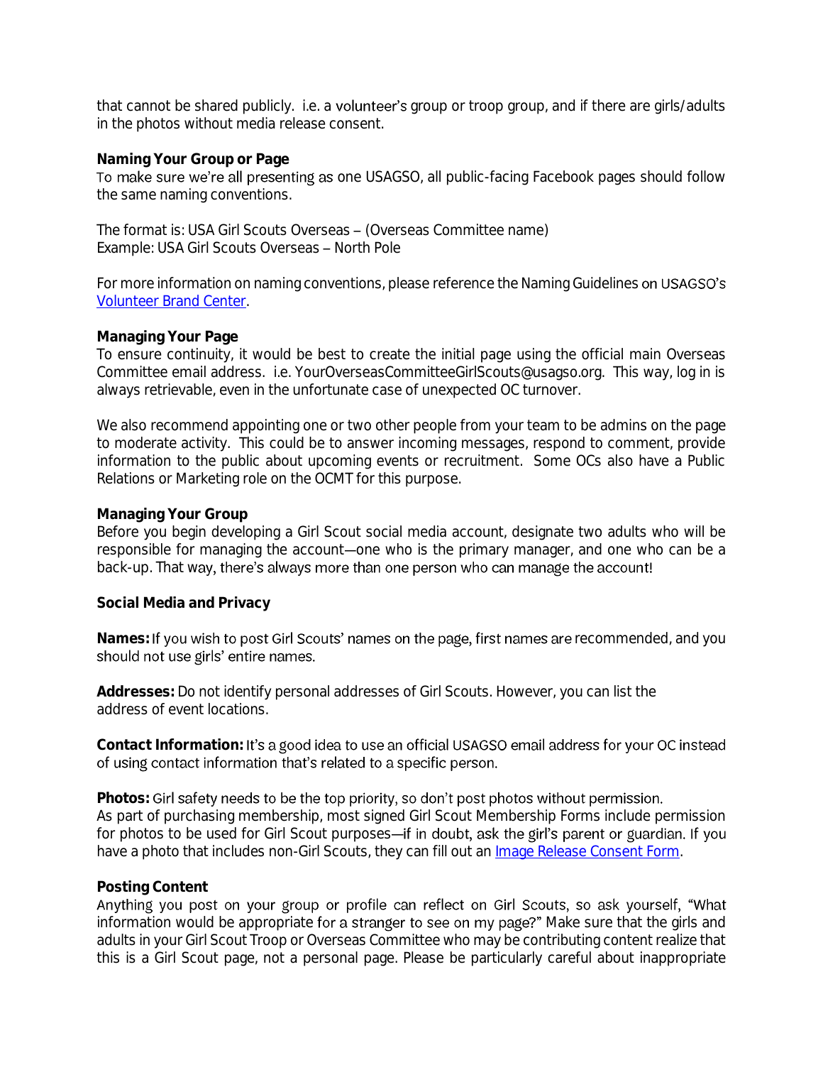that cannot be shared publicly. i.e. a volunteer's group or troop group, and if there are girls/adults in the photos without media release consent.

**Naming Your Group or Page**

To make sure we're all presenting as one USAGSO, all public-facing Facebook pages should follow the same naming conventions.

The format is: USA Girl Scouts Overseas – (Overseas Committee name)
Example: USA Girl Scouts Overseas – North Pole

For more information on naming conventions, please reference the Naming Guidelines on USAGSO's Volunteer Brand Center.

**Managing Your Page**

To ensure continuity, it would be best to create the initial page using the official main Overseas Committee email address. i.e. YourOverseasCommitteeGirlScouts@usagso.org. This way, log in is always retrievable, even in the unfortunate case of unexpected OC turnover.

We also recommend appointing one or two other people from your team to be admins on the page to moderate activity. This could be to answer incoming messages, respond to comment, provide information to the public about upcoming events or recruitment. Some OCs also have a Public Relations or Marketing role on the OCMT for this purpose.

**Managing Your Group**

Before you begin developing a Girl Scout social media account, designate two adults who will be responsible for managing the account—one who is the primary manager, and one who can be a back-up. That way, there's always more than one person who can manage the account!

**Social Media and Privacy**

**Names:** If you wish to post Girl Scouts' names on the page, first names are recommended, and you should not use girls' entire names.

**Addresses:** Do not identify personal addresses of Girl Scouts. However, you can list the address of event locations.

**Contact Information:** It's a good idea to use an official USAGSO email address for your OC instead of using contact information that's related to a specific person.

**Photos:** Girl safety needs to be the top priority, so don't post photos without permission. As part of purchasing membership, most signed Girl Scout Membership Forms include permission for photos to be used for Girl Scout purposes—if in doubt, ask the girl's parent or guardian. If you have a photo that includes non-Girl Scouts, they can fill out an Image Release Consent Form.

**Posting Content**

Anything you post on your group or profile can reflect on Girl Scouts, so ask yourself, "What information would be appropriate for a stranger to see on my page?" Make sure that the girls and adults in your Girl Scout Troop or Overseas Committee who may be contributing content realize that this is a Girl Scout page, not a personal page. Please be particularly careful about inappropriate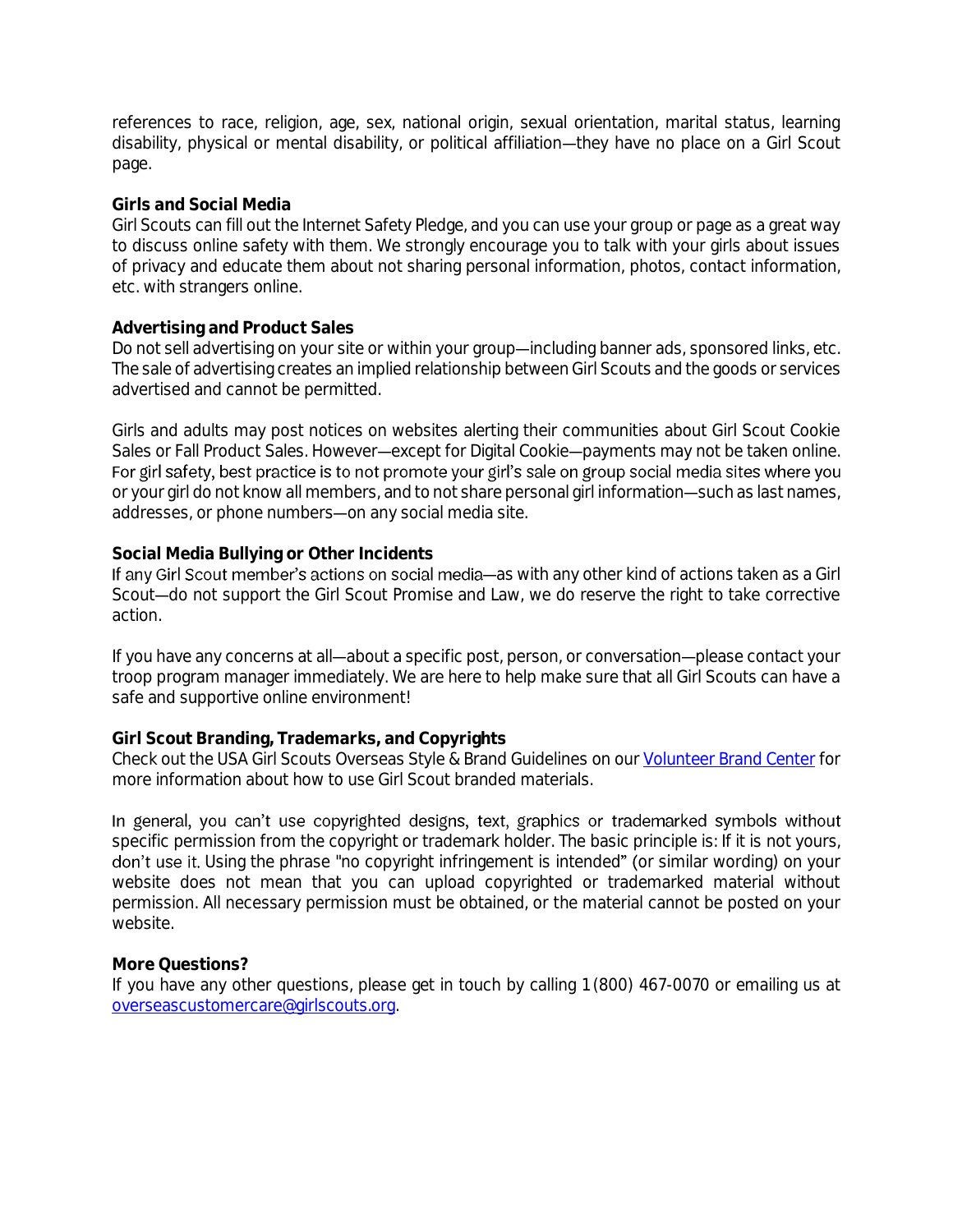references to race, religion, age, sex, national origin, sexual orientation, marital status, learning disability, physical or mental disability, or political affiliation—they have no place on a Girl Scout page.

**Girls and Social Media**

Girl Scouts can fill out the Internet Safety Pledge, and you can use your group or page as a great way to discuss online safety with them. We strongly encourage you to talk with your girls about issues of privacy and educate them about not sharing personal information, photos, contact information, etc. with strangers online.

**Advertising and Product Sales**

Do not sell advertising on your site or within your group—including banner ads, sponsored links, etc. The sale of advertising creates an implied relationship between Girl Scouts and the goods or services advertised and cannot be permitted.

Girls and adults may post notices on websites alerting their communities about Girl Scout Cookie Sales or Fall Product Sales. However—except for Digital Cookie—payments may not be taken online. For girl safety, best practice is to not promote your girl's sale on group social media sites where you or your girl do not know all members, and to not share personal girl information—such as last names, addresses, or phone numbers—on any social media site.

**Social Media Bullying or Other Incidents**

If any Girl Scout member's actions on social media—as with any other kind of actions taken as a Girl Scout—do not support the Girl Scout Promise and Law, we do reserve the right to take corrective action.

If you have any concerns at all—about a specific post, person, or conversation—please contact your troop program manager immediately. We are here to help make sure that all Girl Scouts can have a safe and supportive online environment!

**Girl Scout Branding, Trademarks, and Copyrights**

Check out the USA Girl Scouts Overseas Style & Brand Guidelines on our Volunteer Brand Center for more information about how to use Girl Scout branded materials.

In general, you can't use copyrighted designs, text, graphics or trademarked symbols without specific permission from the copyright or trademark holder. The basic principle is: If it is not yours, don't use it. Using the phrase "no copyright infringement is intended" (or similar wording) on your website does not mean that you can upload copyrighted or trademarked material without permission. All necessary permission must be obtained, or the material cannot be posted on your website.

**More Questions?**

If you have any other questions, please get in touch by calling 1 (800) 467-0070 or emailing us at overseascustomercare@girlscouts.org.